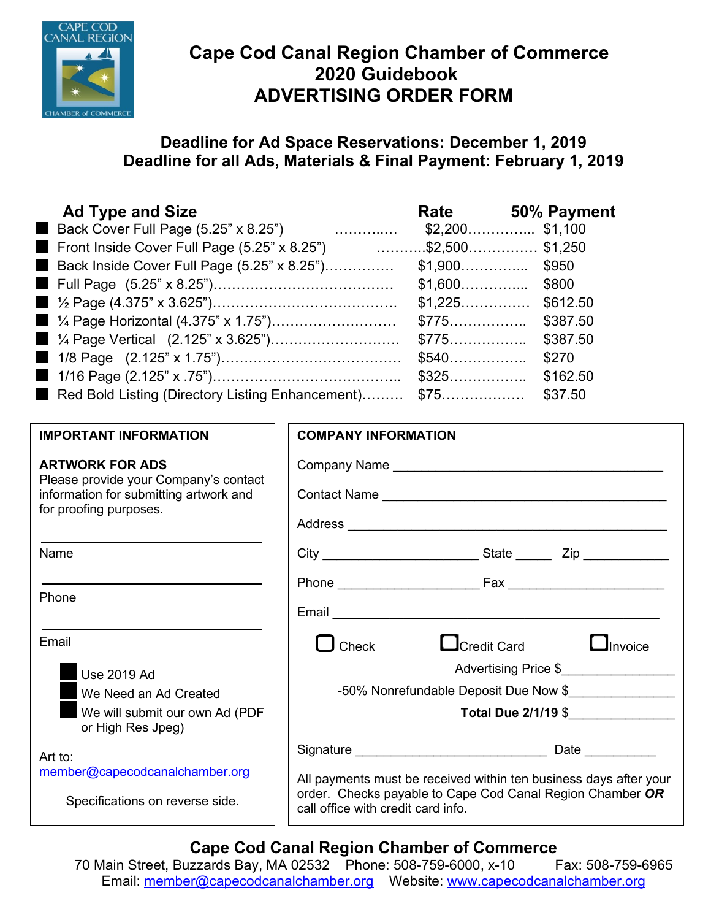# Cape Cod Canal Region Chamber of Commerce 2020 Guidebook ADVERTISING ORDER FORM

**Deadline for Ad Space Reservations: December 1, 2019**
**Deadline for all Ads, Materials & Final Payment: February 1, 2019**

| Ad Type and Size | Rate | 50% Payment |
|---|---|---|
| ■ Back Cover Full Page (5.25" x 8.25") | $2,200 | $1,100 |
| ■ Front Inside Cover Full Page (5.25" x 8.25") | $2,500 | $1,250 |
| ■ Back Inside Cover Full Page (5.25" x 8.25") | $1,900 | $950 |
| ■ Full Page (5.25" x 8.25") | $1,600 | $800 |
| ■ ½ Page (4.375" x 3.625") | $1,225 | $612.50 |
| ■ ¼ Page Horizontal (4.375" x 1.75") | $775 | $387.50 |
| ■ ¼ Page Vertical (2.125" x 3.625") | $775 | $387.50 |
| ■ 1/8 Page (2.125" x 1.75") | $540 | $270 |
| ■ 1/16 Page (2.125" x .75") | $325 | $162.50 |
| ■ Red Bold Listing (Directory Listing Enhancement) | $75 | $37.50 |

**IMPORTANT INFORMATION**

**ARTWORK FOR ADS**
Please provide your Company's contact information for submitting artwork and for proofing purposes.

____________________
Name

____________________
Phone

____________________
Email

■ Use 2019 Ad
■ We Need an Ad Created
■ We will submit our own Ad (PDF or High Res Jpeg)

Art to:
member@capecodcanalchamber.org

Specifications on reverse side.

**COMPANY INFORMATION**

Company Name ____________________

Contact Name ____________________

Address ____________________

City ____________ State _____ Zip ________

Phone ____________ Fax ____________

Email ____________________

☐ Check ☐ Credit Card ☐ Invoice

Advertising Price $____________

-50% Nonrefundable Deposit Due Now $____________

**Total Due 2/1/19** $____________

Signature ____________________ Date __________

All payments must be received within ten business days after your order. Checks payable to Cape Cod Canal Region Chamber ***OR*** call office with credit card info.

**Cape Cod Canal Region Chamber of Commerce**
70 Main Street, Buzzards Bay, MA 02532 Phone: 508-759-6000, x-10 Fax: 508-759-6965
Email: member@capecodcanalchamber.org Website: www.capecodcanalchamber.org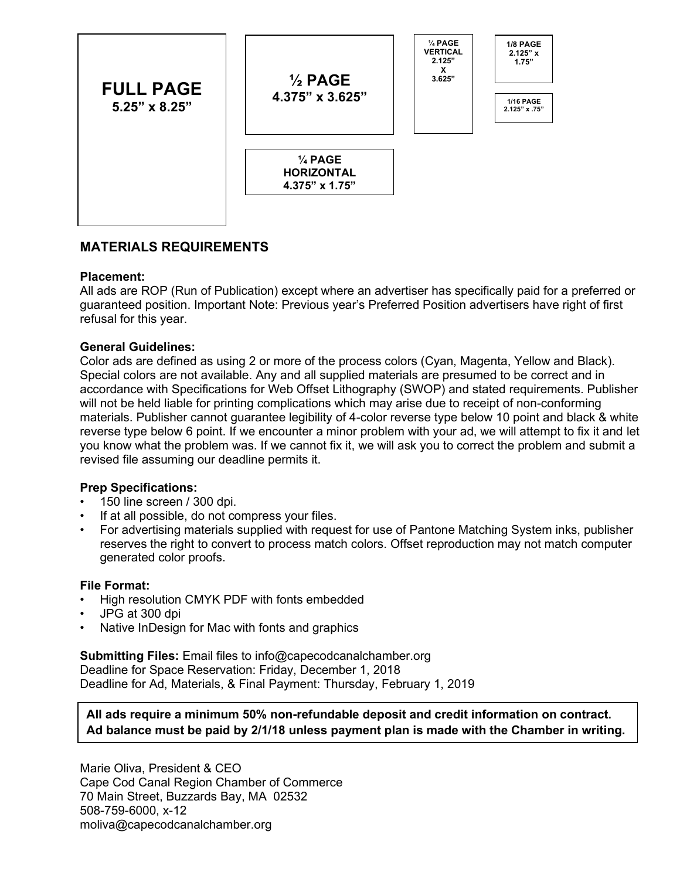**FULL PAGE**
**5.25” x 8.25”**

**½ PAGE**
**4.375” x 3.625”**

**¼ PAGE**
**VERTICAL**
**2.125” X 3.625”**

**1/8 PAGE**
**2.125” x 1.75”**

**1/16 PAGE**
**2.125” x .75”**

**¼ PAGE**
**HORIZONTAL**
**4.375” x 1.75”**

## MATERIALS REQUIREMENTS

**Placement:**
All ads are ROP (Run of Publication) except where an advertiser has specifically paid for a preferred or guaranteed position. Important Note: Previous year’s Preferred Position advertisers have right of first refusal for this year.

**General Guidelines:**
Color ads are defined as using 2 or more of the process colors (Cyan, Magenta, Yellow and Black). Special colors are not available. Any and all supplied materials are presumed to be correct and in accordance with Specifications for Web Offset Lithography (SWOP) and stated requirements. Publisher will not be held liable for printing complications which may arise due to receipt of non-conforming materials. Publisher cannot guarantee legibility of 4-color reverse type below 10 point and black & white reverse type below 6 point. If we encounter a minor problem with your ad, we will attempt to fix it and let you know what the problem was. If we cannot fix it, we will ask you to correct the problem and submit a revised file assuming our deadline permits it.

**Prep Specifications:**
- 150 line screen / 300 dpi.
- If at all possible, do not compress your files.
- For advertising materials supplied with request for use of Pantone Matching System inks, publisher reserves the right to convert to process match colors. Offset reproduction may not match computer generated color proofs.

**File Format:**
- High resolution CMYK PDF with fonts embedded
- JPG at 300 dpi
- Native InDesign for Mac with fonts and graphics

**Submitting Files:** Email files to info@capecodcanalchamber.org
Deadline for Space Reservation: Friday, December 1, 2018
Deadline for Ad, Materials, & Final Payment: Thursday, February 1, 2019

**All ads require a minimum 50% non-refundable deposit and credit information on contract. Ad balance must be paid by 2/1/18 unless payment plan is made with the Chamber in writing.**

Marie Oliva, President & CEO
Cape Cod Canal Region Chamber of Commerce
70 Main Street, Buzzards Bay, MA 02532
508-759-6000, x-12
moliva@capecodcanalchamber.org